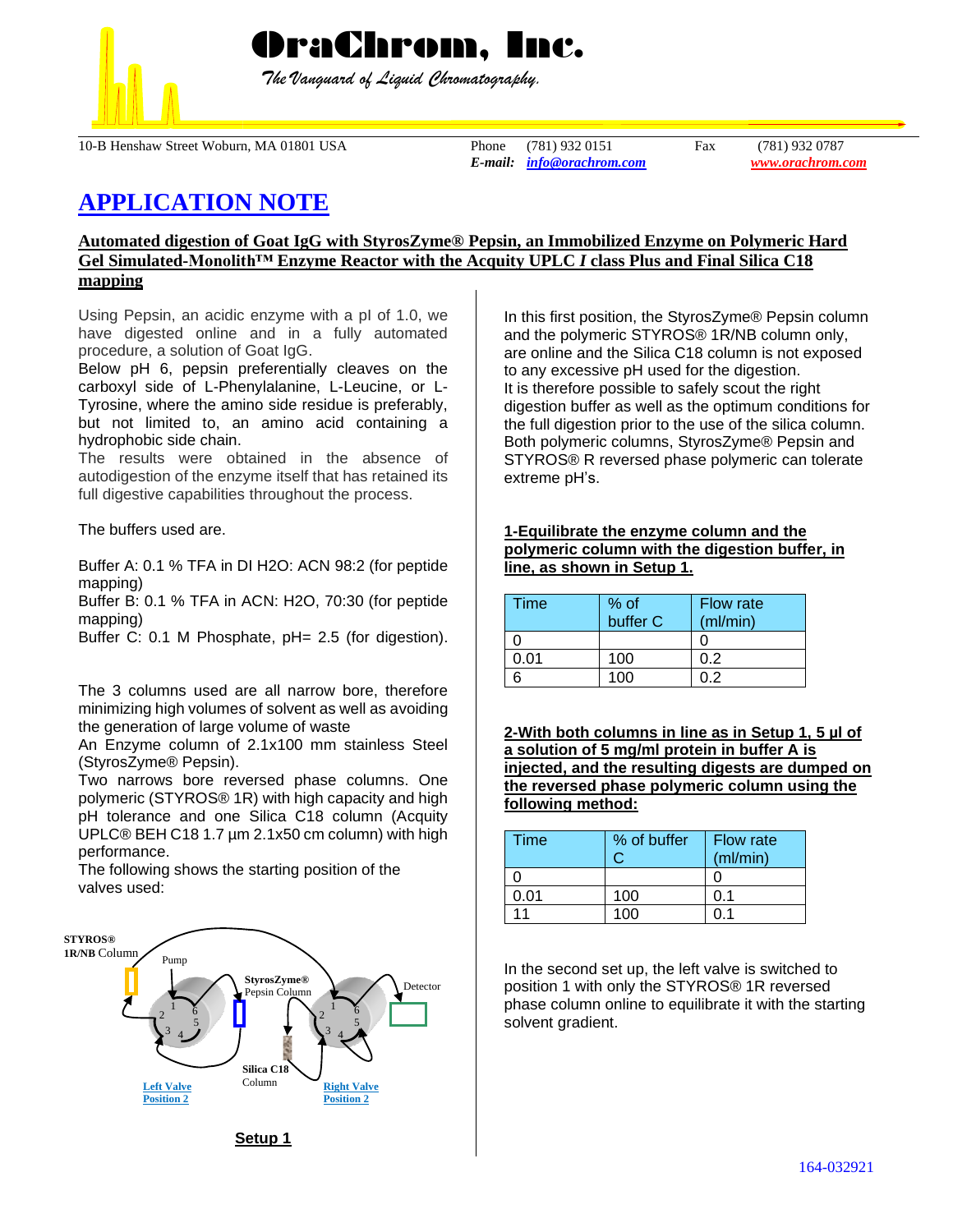# OraChrom, Inc.

*The Vanguard of Liquid Chromatography.*

10-B Henshaw Street Woburn, MA 01801 USA Phone (781) 932 0151 Fax (781) 932 0787
*E-mail:* *info@orachrom.com* *www.orachrom.com*

# APPLICATION NOTE

## Automated digestion of Goat IgG with StyrosZyme® Pepsin, an Immobilized Enzyme on Polymeric Hard Gel Simulated-Monolith™ Enzyme Reactor with the Acquity UPLC *I* class Plus and Final Silica C18 mapping

Using Pepsin, an acidic enzyme with a pI of 1.0, we have digested online and in a fully automated procedure, a solution of Goat IgG.

Below pH 6, pepsin preferentially cleaves on the carboxyl side of L-Phenylalanine, L-Leucine, or L-Tyrosine, where the amino side residue is preferably, but not limited to, an amino acid containing a hydrophobic side chain.

The results were obtained in the absence of autodigestion of the enzyme itself that has retained its full digestive capabilities throughout the process.

The buffers used are.

Buffer A: 0.1 % TFA in DI H2O: ACN 98:2 (for peptide mapping)

Buffer B: 0.1 % TFA in ACN: H2O, 70:30 (for peptide mapping)

Buffer C: 0.1 M Phosphate, pH= 2.5 (for digestion).

The 3 columns used are all narrow bore, therefore minimizing high volumes of solvent as well as avoiding the generation of large volume of waste

An Enzyme column of 2.1x100 mm stainless Steel (StyrosZyme® Pepsin).

Two narrows bore reversed phase columns. One polymeric (STYROS® 1R) with high capacity and high pH tolerance and one Silica C18 column (Acquity UPLC® BEH C18 1.7 µm 2.1x50 cm column) with high performance.

The following shows the starting position of the valves used:

STYROS® 1R/NB Column — Pump — StyrosZyme® Pepsin Column — Detector — Silica C18 Column — Left Valve Position 2 — Right Valve Position 2

**Setup 1**

In this first position, the StyrosZyme® Pepsin column and the polymeric STYROS® 1R/NB column only, are online and the Silica C18 column is not exposed to any excessive pH used for the digestion.

It is therefore possible to safely scout the right digestion buffer as well as the optimum conditions for the full digestion prior to the use of the silica column.

Both polymeric columns, StyrosZyme® Pepsin and STYROS® R reversed phase polymeric can tolerate extreme pH's.

**1-Equilibrate the enzyme column and the polymeric column with the digestion buffer, in line, as shown in Setup 1.**

| Time | % of buffer C | Flow rate (ml/min) |
|---|---|---|
| 0 | | 0 |
| 0.01 | 100 | 0.2 |
| 6 | 100 | 0.2 |

**2-With both columns in line as in Setup 1, 5 µl of a solution of 5 mg/ml protein in buffer A is injected, and the resulting digests are dumped on the reversed phase polymeric column using the following method:**

| Time | % of buffer C | Flow rate (ml/min) |
|---|---|---|
| 0 | | 0 |
| 0.01 | 100 | 0.1 |
| 11 | 100 | 0.1 |

In the second set up, the left valve is switched to position 1 with only the STYROS® 1R reversed phase column online to equilibrate it with the starting solvent gradient.

164-032921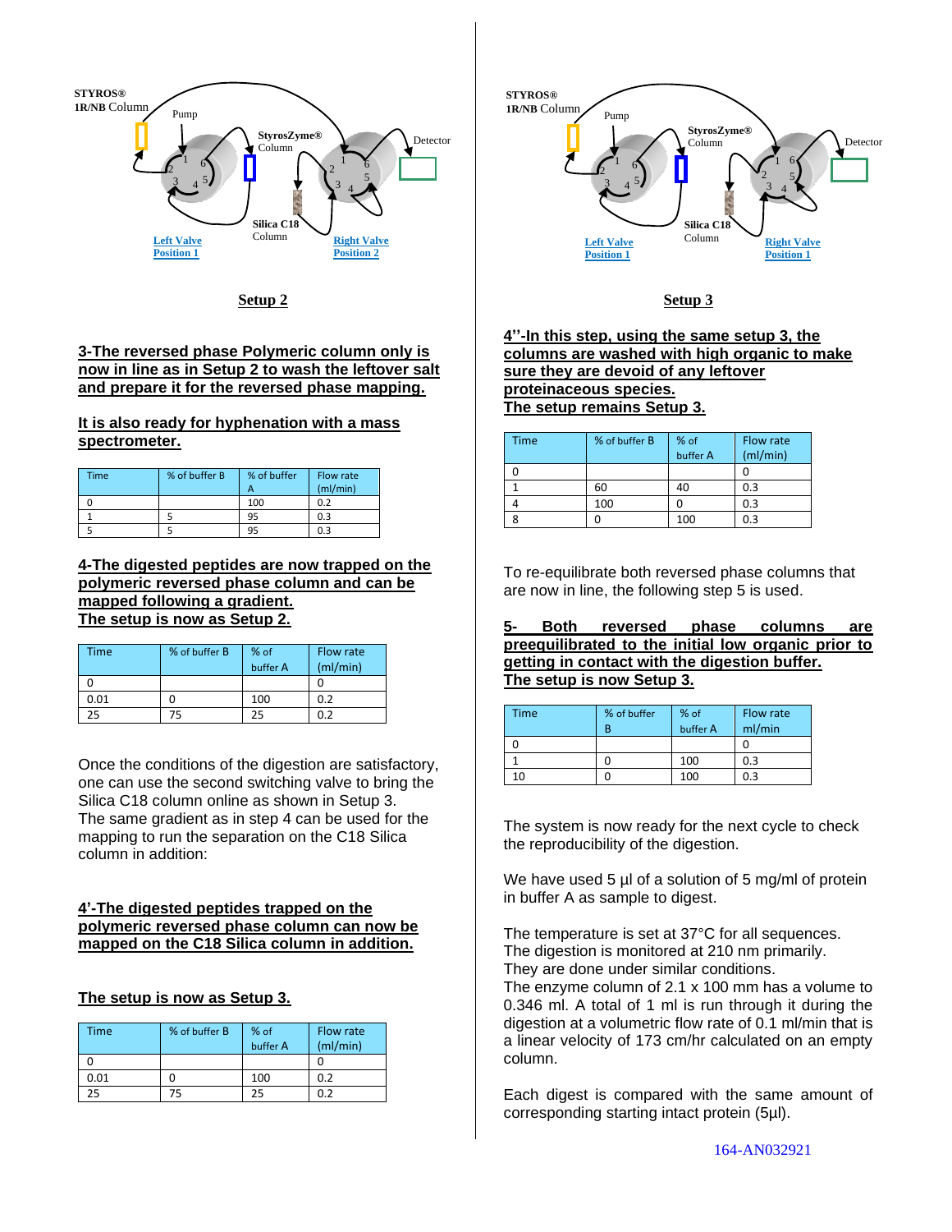STYROS® 1R/NB Column

Pump

StyrosZyme® Column

Detector

Silica C18 Column

Left Valve Position 1

Right Valve Position 2

**Setup 2**

**3-The reversed phase Polymeric column only is now in line as in Setup 2 to wash the leftover salt and prepare it for the reversed phase mapping.**

**It is also ready for hyphenation with a mass spectrometer.**

| Time | % of buffer B | % of buffer A | Flow rate (ml/min) |
|---|---|---|---|
| 0 | | 100 | 0.2 |
| 1 | 5 | 95 | 0.3 |
| 5 | 5 | 95 | 0.3 |

**4-The digested peptides are now trapped on the polymeric reversed phase column and can be mapped following a gradient.**
**The setup is now as Setup 2.**

| Time | % of buffer B | % of buffer A | Flow rate (ml/min) |
|---|---|---|---|
| 0 | | | 0 |
| 0.01 | 0 | 100 | 0.2 |
| 25 | 75 | 25 | 0.2 |

Once the conditions of the digestion are satisfactory, one can use the second switching valve to bring the Silica C18 column online as shown in Setup 3.
The same gradient as in step 4 can be used for the mapping to run the separation on the C18 Silica column in addition:

**4'-The digested peptides trapped on the polymeric reversed phase column can now be mapped on the C18 Silica column in addition.**

**The setup is now as Setup 3.**

| Time | % of buffer B | % of buffer A | Flow rate (ml/min) |
|---|---|---|---|
| 0 | | | 0 |
| 0.01 | 0 | 100 | 0.2 |
| 25 | 75 | 25 | 0.2 |

STYROS® 1R/NB Column

Pump

StyrosZyme® Column

Detector

Silica C18 Column

Left Valve Position 1

Right Valve Position 1

**Setup 3**

**4''-In this step, using the same setup 3, the columns are washed with high organic to make sure they are devoid of any leftover proteinaceous species.**
**The setup remains Setup 3.**

| Time | % of buffer B | % of buffer A | Flow rate (ml/min) |
|---|---|---|---|
| 0 | | | 0 |
| 1 | 60 | 40 | 0.3 |
| 4 | 100 | 0 | 0.3 |
| 8 | 0 | 100 | 0.3 |

To re-equilibrate both reversed phase columns that are now in line, the following step 5 is used.

**5- Both reversed phase columns are preequilibrated to the initial low organic prior to getting in contact with the digestion buffer.**
**The setup is now Setup 3.**

| Time | % of buffer B | % of buffer A | Flow rate ml/min |
|---|---|---|---|
| 0 | | | 0 |
| 1 | 0 | 100 | 0.3 |
| 10 | 0 | 100 | 0.3 |

The system is now ready for the next cycle to check the reproducibility of the digestion.

We have used 5 µl of a solution of 5 mg/ml of protein in buffer A as sample to digest.

The temperature is set at 37°C for all sequences.
The digestion is monitored at 210 nm primarily.
They are done under similar conditions.
The enzyme column of 2.1 x 100 mm has a volume to 0.346 ml. A total of 1 ml is run through it during the digestion at a volumetric flow rate of 0.1 ml/min that is a linear velocity of 173 cm/hr calculated on an empty column.

Each digest is compared with the same amount of corresponding starting intact protein (5µl).

164-AN032921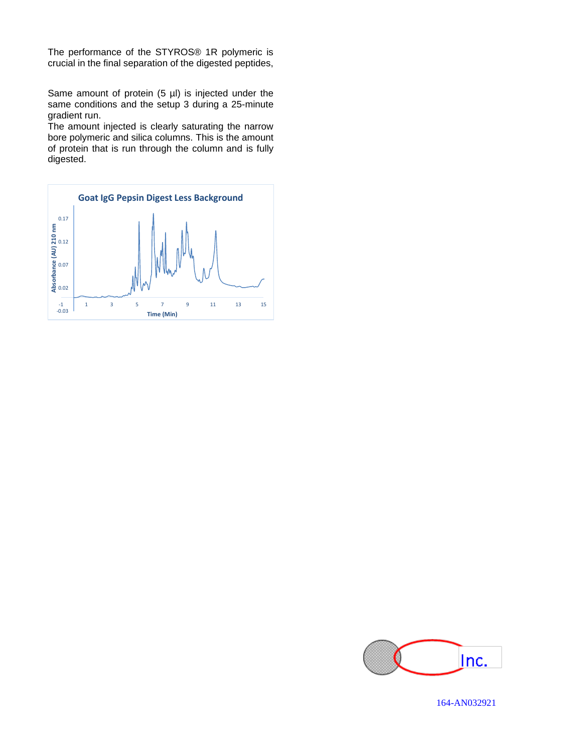The performance of the STYROS® 1R polymeric is crucial in the final separation of the digested peptides,

Same amount of protein (5 µl) is injected under the same conditions and the setup 3 during a 25-minute gradient run.
The amount injected is clearly saturating the narrow bore polymeric and silica columns. This is the amount of protein that is run through the column and is fully digested.

Goat IgG Pepsin Digest Less Background

Absorbance (AU) 210 nm

0.17
0.12
0.07
0.02
-0.03

-1
1
3
5
7
9
11
13
15

Time (Min)

Inc.

164-AN032921